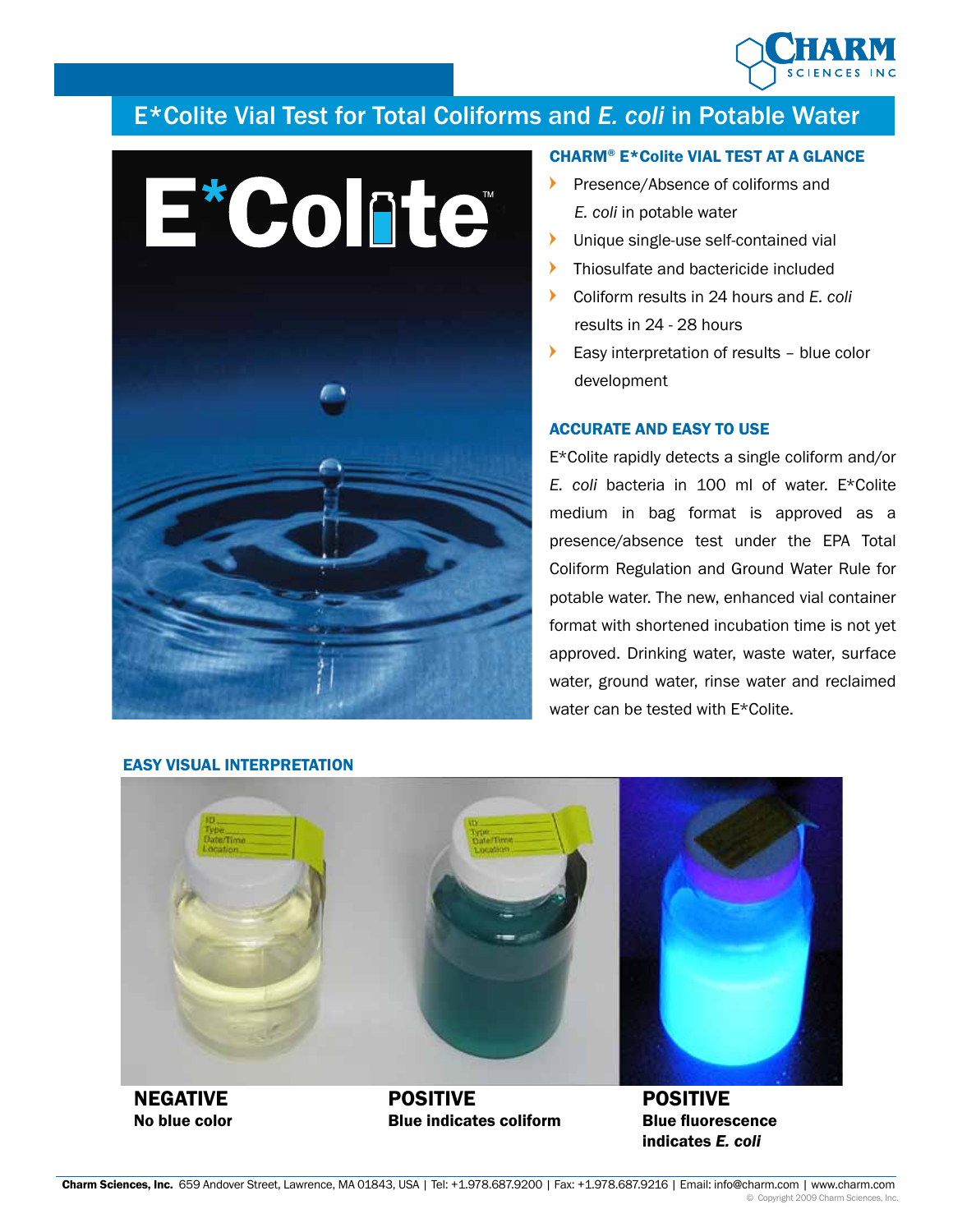# E*Colite Vial Test for Total Coliforms and *E. coli* in Potable Water

E*Colite™

## CHARM® E*Colite VIAL TEST AT A GLANCE

- Presence/Absence of coliforms and *E. coli* in potable water
- Unique single-use self-contained vial
- Thiosulfate and bactericide included
- Coliform results in 24 hours and *E. coli* results in 24 - 28 hours
- Easy interpretation of results – blue color development

## ACCURATE AND EASY TO USE

E*Colite rapidly detects a single coliform and/or *E. coli* bacteria in 100 ml of water. E*Colite medium in bag format is approved as a presence/absence test under the EPA Total Coliform Regulation and Ground Water Rule for potable water. The new, enhanced vial container format with shortened incubation time is not yet approved. Drinking water, waste water, surface water, ground water, rinse water and reclaimed water can be tested with E*Colite.

## EASY VISUAL INTERPRETATION

**NEGATIVE**
**No blue color**

**POSITIVE**
**Blue indicates coliform**

**POSITIVE**
**Blue fluorescence indicates *E. coli***

**Charm Sciences, Inc.** 659 Andover Street, Lawrence, MA 01843, USA | Tel: +1.978.687.9200 | Fax: +1.978.687.9216 | Email: info@charm.com | www.charm.com

© Copyright 2009 Charm Sciences, Inc.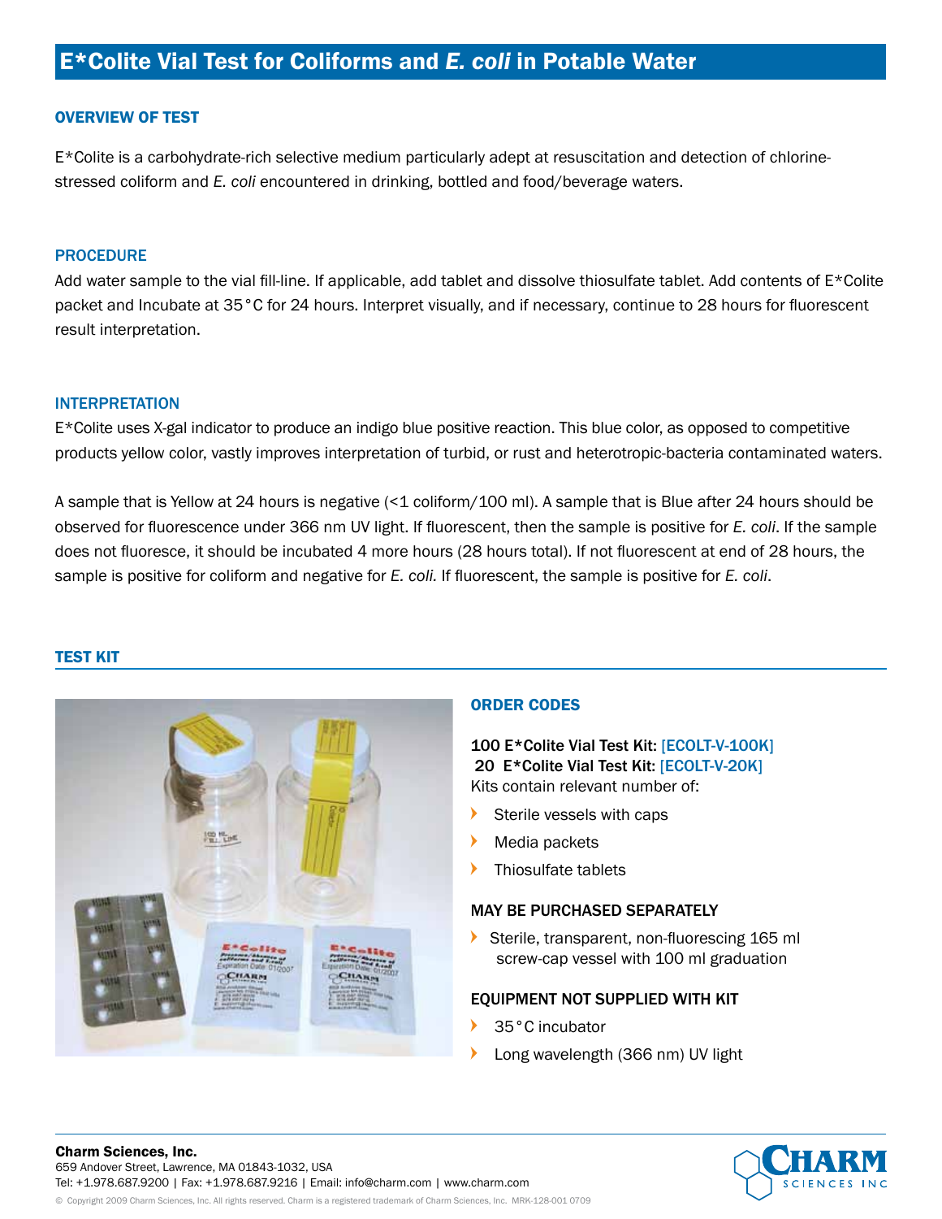# E*Colite Vial Test for Coliforms and *E. coli* in Potable Water

## OVERVIEW OF TEST

E*Colite is a carbohydrate-rich selective medium particularly adept at resuscitation and detection of chlorine-stressed coliform and *E. coli* encountered in drinking, bottled and food/beverage waters.

## PROCEDURE

Add water sample to the vial fill-line. If applicable, add tablet and dissolve thiosulfate tablet. Add contents of E*Colite packet and Incubate at 35°C for 24 hours. Interpret visually, and if necessary, continue to 28 hours for fluorescent result interpretation.

## INTERPRETATION

E*Colite uses X-gal indicator to produce an indigo blue positive reaction. This blue color, as opposed to competitive products yellow color, vastly improves interpretation of turbid, or rust and heterotropic-bacteria contaminated waters.

A sample that is Yellow at 24 hours is negative (<1 coliform/100 ml). A sample that is Blue after 24 hours should be observed for fluorescence under 366 nm UV light. If fluorescent, then the sample is positive for *E. coli*. If the sample does not fluoresce, it should be incubated 4 more hours (28 hours total). If not fluorescent at end of 28 hours, the sample is positive for coliform and negative for *E. coli.* If fluorescent, the sample is positive for *E. coli*.

## TEST KIT

### ORDER CODES

**100 E*Colite Vial Test Kit:** [ECOLT-V-100K]
**20 E*Colite Vial Test Kit:** [ECOLT-V-20K]
Kits contain relevant number of:

- Sterile vessels with caps
- Media packets
- Thiosulfate tablets

### MAY BE PURCHASED SEPARATELY

- Sterile, transparent, non-fluorescing 165 ml screw-cap vessel with 100 ml graduation

### EQUIPMENT NOT SUPPLIED WITH KIT

- 35°C incubator
- Long wavelength (366 nm) UV light

**Charm Sciences, Inc.**
659 Andover Street, Lawrence, MA 01843-1032, USA
Tel: +1.978.687.9200 | Fax: +1.978.687.9216 | Email: info@charm.com | www.charm.com

© Copyright 2009 Charm Sciences, Inc. All rights reserved. Charm is a registered trademark of Charm Sciences, Inc. MRK-128-001 0709